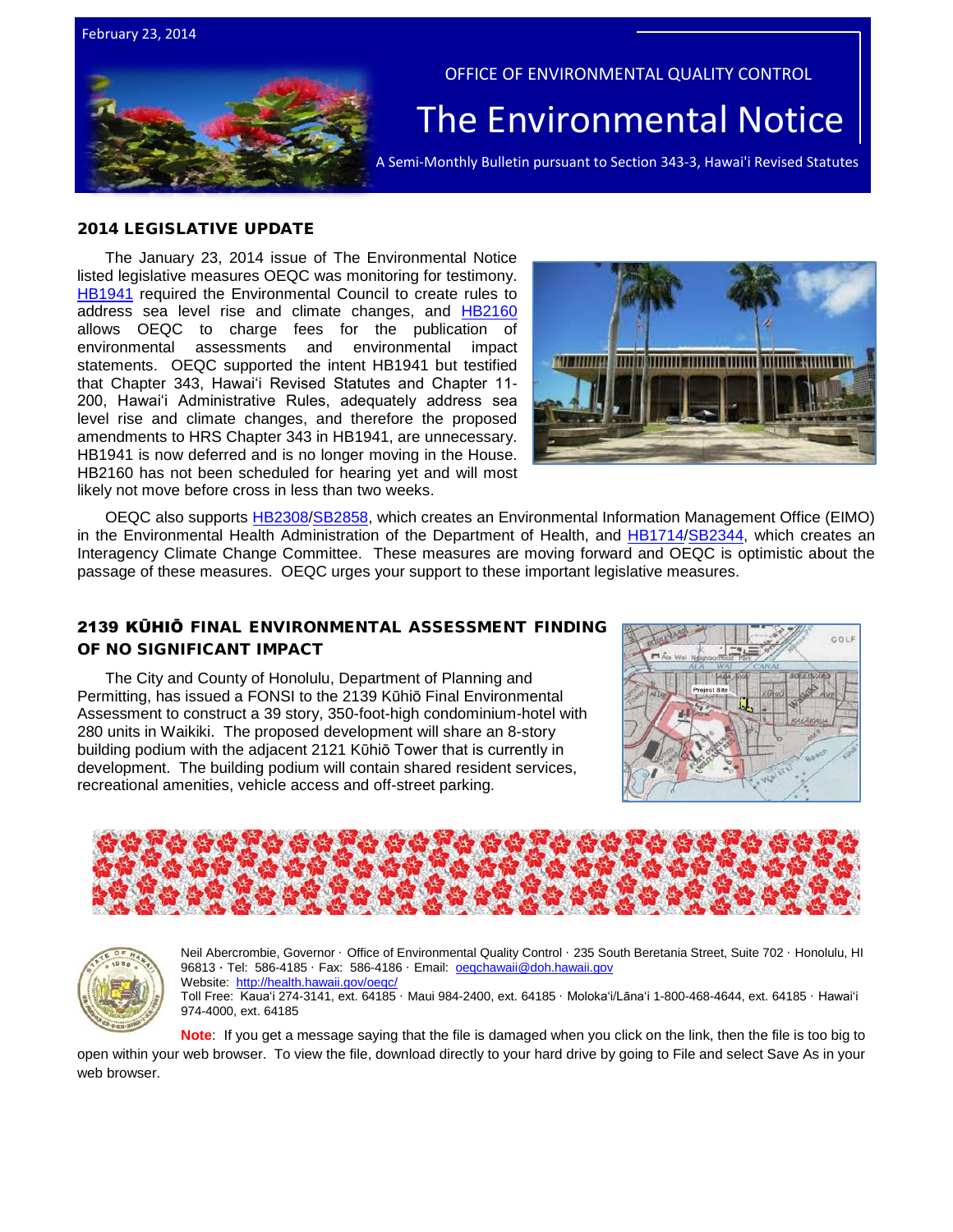February 23, 2014

OFFICE OF ENVIRONMENTAL QUALITY CONTROL

# The Environmental Notice

A Semi-Monthly Bulletin pursuant to Section 343-3, Hawai'i Revised Statutes

## 2014 LEGISLATIVE UPDATE

The January 23, 2014 issue of The Environmental Notice listed legislative measures OEQC was monitoring for testimony. HB1941 required the Environmental Council to create rules to address sea level rise and climate changes, and HB2160 allows OEQC to charge fees for the publication of environmental assessments and environmental impact statements. OEQC supported the intent HB1941 but testified that Chapter 343, Hawaiʻi Revised Statutes and Chapter 11-200, Hawaiʻi Administrative Rules, adequately address sea level rise and climate changes, and therefore the proposed amendments to HRS Chapter 343 in HB1941, are unnecessary. HB1941 is now deferred and is no longer moving in the House. HB2160 has not been scheduled for hearing yet and will most likely not move before cross in less than two weeks.

OEQC also supports HB2308/SB2858, which creates an Environmental Information Management Office (EIMO) in the Environmental Health Administration of the Department of Health, and HB1714/SB2344, which creates an Interagency Climate Change Committee. These measures are moving forward and OEQC is optimistic about the passage of these measures. OEQC urges your support to these important legislative measures.

## 2139 KŪHIŌ FINAL ENVIRONMENTAL ASSESSMENT FINDING OF NO SIGNIFICANT IMPACT

The City and County of Honolulu, Department of Planning and Permitting, has issued a FONSI to the 2139 Kūhiō Final Environmental Assessment to construct a 39 story, 350-foot-high condominium-hotel with 280 units in Waikiki. The proposed development will share an 8-story building podium with the adjacent 2121 Kūhiō Tower that is currently in development. The building podium will contain shared resident services, recreational amenities, vehicle access and off-street parking.

Neil Abercrombie, Governor · Office of Environmental Quality Control · 235 South Beretania Street, Suite 702 · Honolulu, HI 96813 · Tel: 586-4185 · Fax: 586-4186 · Email: oeqchawaii@doh.hawaii.gov
Website: http://health.hawaii.gov/oeqc/
Toll Free: Kauaʻi 274-3141, ext. 64185 · Maui 984-2400, ext. 64185 · Molokaʻi/Lānaʻi 1-800-468-4644, ext. 64185 · Hawaiʻi 974-4000, ext. 64185

**Note**: If you get a message saying that the file is damaged when you click on the link, then the file is too big to open within your web browser. To view the file, download directly to your hard drive by going to File and select Save As in your web browser.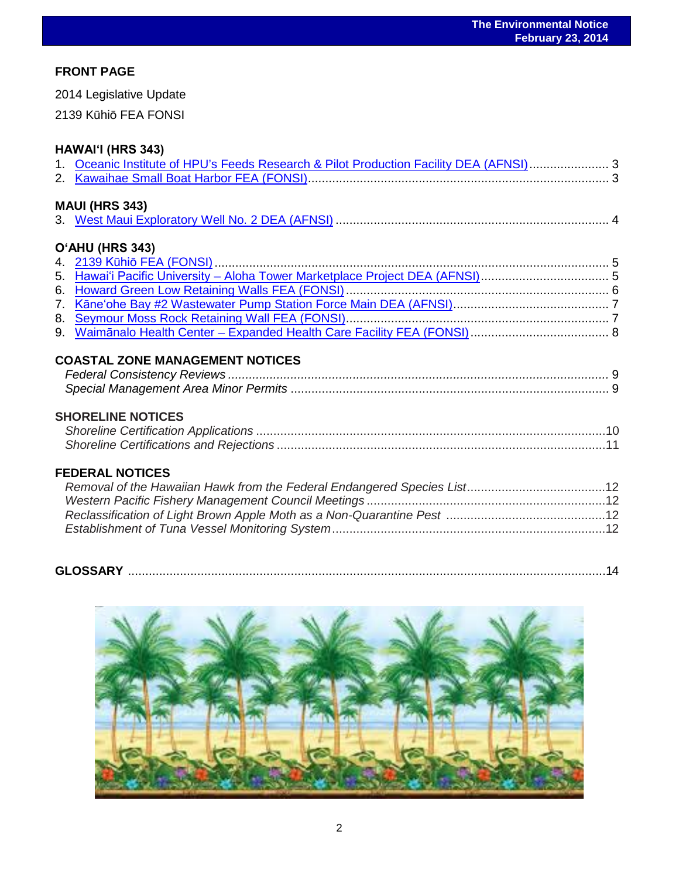## FRONT PAGE

2014 Legislative Update

2139 Kūhiō FEA FONSI

### HAWAIʻI (HRS 343)

1. Oceanic Institute of HPU's Feeds Research & Pilot Production Facility DEA (AFNSI) ....................... 3
2. Kawaihae Small Boat Harbor FEA (FONSI) ....................................................................................... 3

### MAUI (HRS 343)

3. West Maui Exploratory Well No. 2 DEA (AFNSI) .............................................................................. 4

### OʻAHU (HRS 343)

4. 2139 Kūhiō FEA (FONSI) .................................................................................................................. 5
5. Hawaiʻi Pacific University – Aloha Tower Marketplace Project DEA (AFNSI) ..................................... 5
6. Howard Green Low Retaining Walls FEA (FONSI) ............................................................................ 6
7. Kāneʻohe Bay #2 Wastewater Pump Station Force Main DEA (AFNSI) ............................................. 7
8. Seymour Moss Rock Retaining Wall FEA (FONSI) ............................................................................ 7
9. Waimānalo Health Center – Expanded Health Care Facility FEA (FONSI) ........................................ 8

### COASTAL ZONE MANAGEMENT NOTICES

*Federal Consistency Reviews* .............................................................................................................. 9
*Special Management Area Minor Permits* ............................................................................................ 9

### SHORELINE NOTICES

*Shoreline Certification Applications* .....................................................................................................10
*Shoreline Certifications and Rejections* ...............................................................................................11

### FEDERAL NOTICES

*Removal of the Hawaiian Hawk from the Federal Endangered Species List* ........................................12
*Western Pacific Fishery Management Council Meetings* .....................................................................12
*Reclassification of Light Brown Apple Moth as a Non-Quarantine Pest* .............................................12
*Establishment of Tuna Vessel Monitoring System* ...............................................................................12

### GLOSSARY ..........................................................................................................................................14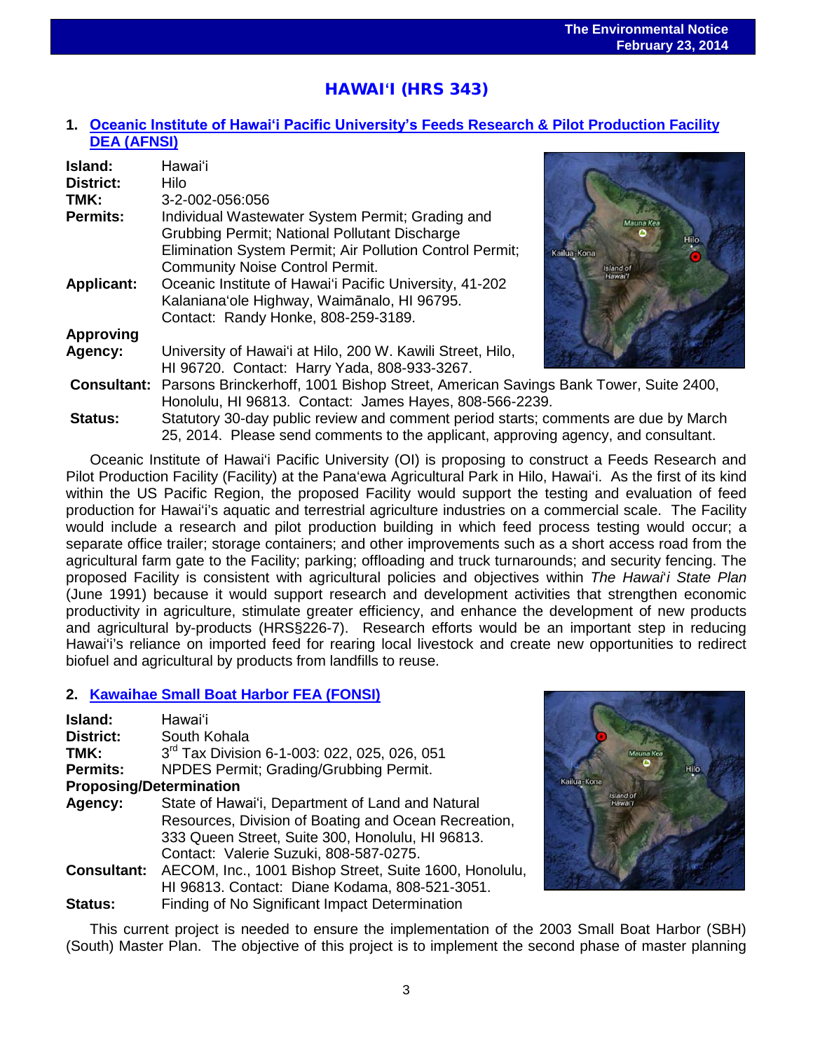## HAWAIʻI (HRS 343)

### 1. Oceanic Institute of Hawaiʻi Pacific University's Feeds Research & Pilot Production Facility DEA (AFNSI)

**Island:** Hawaiʻi
**District:** Hilo
**TMK:** 3-2-002-056:056
**Permits:** Individual Wastewater System Permit; Grading and Grubbing Permit; National Pollutant Discharge Elimination System Permit; Air Pollution Control Permit; Community Noise Control Permit.
**Applicant:** Oceanic Institute of Hawaiʻi Pacific University, 41-202 Kalanianaʻole Highway, Waimānalo, HI 96795. Contact: Randy Honke, 808-259-3189.
**Approving Agency:** University of Hawaiʻi at Hilo, 200 W. Kawili Street, Hilo, HI 96720. Contact: Harry Yada, 808-933-3267.
**Consultant:** Parsons Brinckerhoff, 1001 Bishop Street, American Savings Bank Tower, Suite 2400, Honolulu, HI 96813. Contact: James Hayes, 808-566-2239.
**Status:** Statutory 30-day public review and comment period starts; comments are due by March 25, 2014. Please send comments to the applicant, approving agency, and consultant.

Oceanic Institute of Hawaiʻi Pacific University (OI) is proposing to construct a Feeds Research and Pilot Production Facility (Facility) at the Panaʻewa Agricultural Park in Hilo, Hawaiʻi. As the first of its kind within the US Pacific Region, the proposed Facility would support the testing and evaluation of feed production for Hawaiʻi's aquatic and terrestrial agriculture industries on a commercial scale. The Facility would include a research and pilot production building in which feed process testing would occur; a separate office trailer; storage containers; and other improvements such as a short access road from the agricultural farm gate to the Facility; parking; offloading and truck turnarounds; and security fencing. The proposed Facility is consistent with agricultural policies and objectives within *The Hawaiʻi State Plan* (June 1991) because it would support research and development activities that strengthen economic productivity in agriculture, stimulate greater efficiency, and enhance the development of new products and agricultural by-products (HRS§226-7). Research efforts would be an important step in reducing Hawaiʻi's reliance on imported feed for rearing local livestock and create new opportunities to redirect biofuel and agricultural by products from landfills to reuse.

### 2. Kawaihae Small Boat Harbor FEA (FONSI)

**Island:** Hawaiʻi
**District:** South Kohala
**TMK:** 3rd Tax Division 6-1-003: 022, 025, 026, 051
**Permits:** NPDES Permit; Grading/Grubbing Permit.
**Proposing/Determination Agency:** State of Hawaiʻi, Department of Land and Natural Resources, Division of Boating and Ocean Recreation, 333 Queen Street, Suite 300, Honolulu, HI 96813. Contact: Valerie Suzuki, 808-587-0275.
**Consultant:** AECOM, Inc., 1001 Bishop Street, Suite 1600, Honolulu, HI 96813. Contact: Diane Kodama, 808-521-3051.
**Status:** Finding of No Significant Impact Determination

This current project is needed to ensure the implementation of the 2003 Small Boat Harbor (SBH) (South) Master Plan. The objective of this project is to implement the second phase of master planning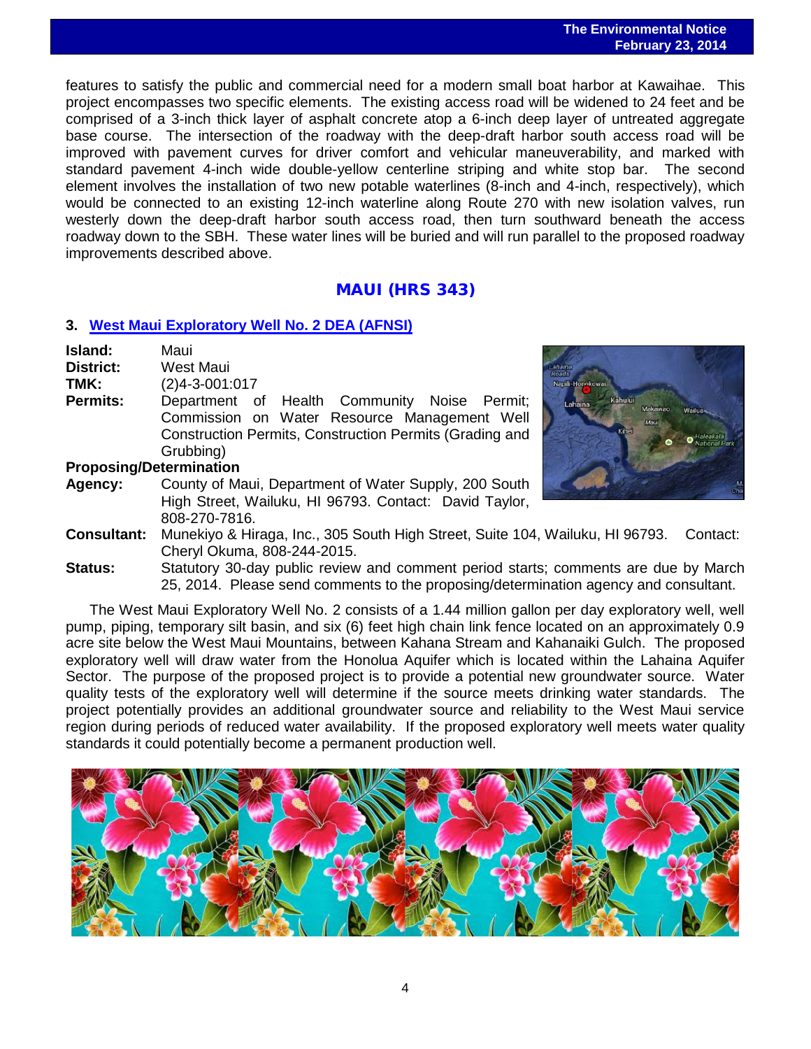features to satisfy the public and commercial need for a modern small boat harbor at Kawaihae. This project encompasses two specific elements. The existing access road will be widened to 24 feet and be comprised of a 3-inch thick layer of asphalt concrete atop a 6-inch deep layer of untreated aggregate base course. The intersection of the roadway with the deep-draft harbor south access road will be improved with pavement curves for driver comfort and vehicular maneuverability, and marked with standard pavement 4-inch wide double-yellow centerline striping and white stop bar. The second element involves the installation of two new potable waterlines (8-inch and 4-inch, respectively), which would be connected to an existing 12-inch waterline along Route 270 with new isolation valves, run westerly down the deep-draft harbor south access road, then turn southward beneath the access roadway down to the SBH. These water lines will be buried and will run parallel to the proposed roadway improvements described above.

## MAUI (HRS 343)

### 3. West Maui Exploratory Well No. 2 DEA (AFNSI)

**Island:** Maui
**District:** West Maui
**TMK:** (2)4-3-001:017
**Permits:** Department of Health Community Noise Permit; Commission on Water Resource Management Well Construction Permits, Construction Permits (Grading and Grubbing)
**Proposing/Determination Agency:** County of Maui, Department of Water Supply, 200 South High Street, Wailuku, HI 96793. Contact: David Taylor, 808-270-7816.
**Consultant:** Munekiyo & Hiraga, Inc., 305 South High Street, Suite 104, Wailuku, HI 96793. Contact: Cheryl Okuma, 808-244-2015.
**Status:** Statutory 30-day public review and comment period starts; comments are due by March 25, 2014. Please send comments to the proposing/determination agency and consultant.

The West Maui Exploratory Well No. 2 consists of a 1.44 million gallon per day exploratory well, well pump, piping, temporary silt basin, and six (6) feet high chain link fence located on an approximately 0.9 acre site below the West Maui Mountains, between Kahana Stream and Kahanaiki Gulch. The proposed exploratory well will draw water from the Honolua Aquifer which is located within the Lahaina Aquifer Sector. The purpose of the proposed project is to provide a potential new groundwater source. Water quality tests of the exploratory well will determine if the source meets drinking water standards. The project potentially provides an additional groundwater source and reliability to the West Maui service region during periods of reduced water availability. If the proposed exploratory well meets water quality standards it could potentially become a permanent production well.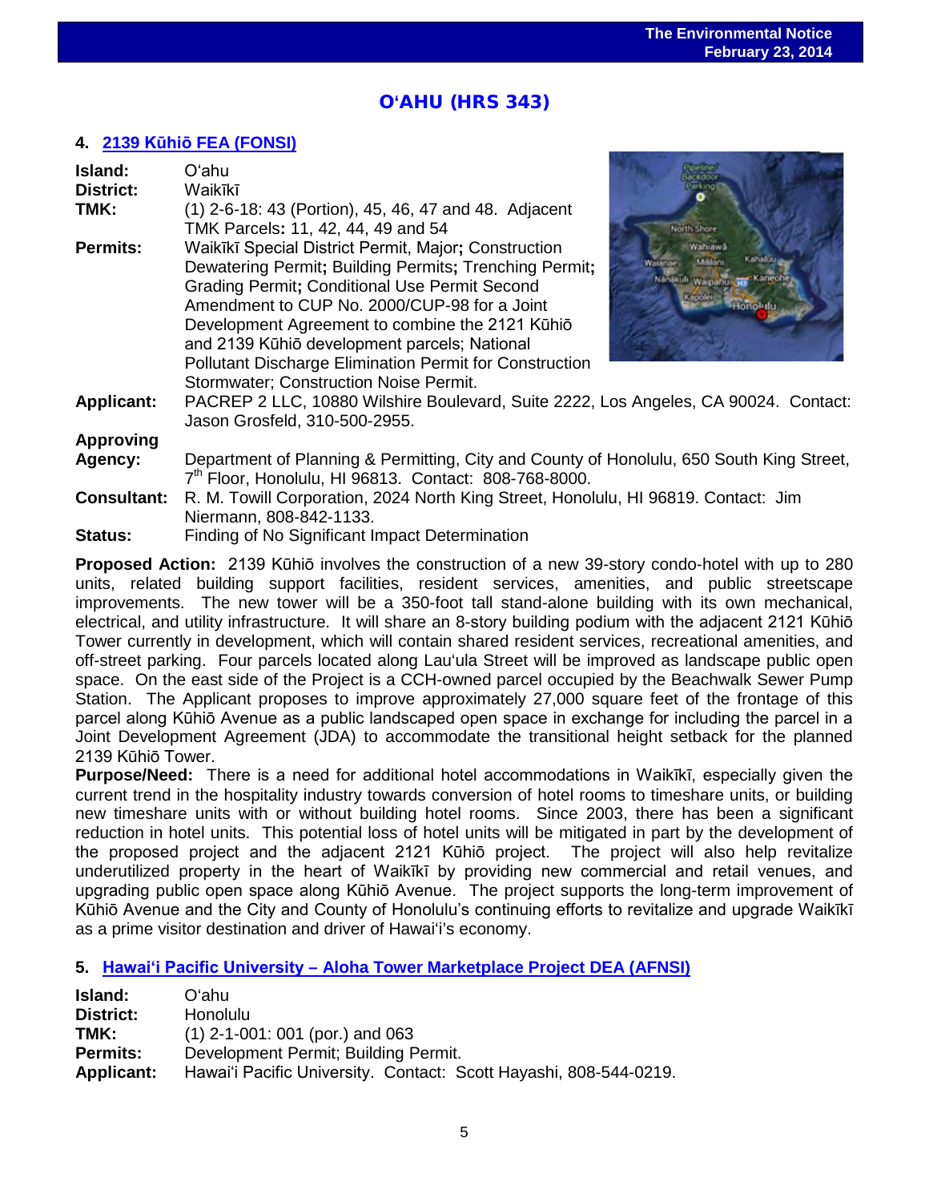## O'AHU (HRS 343)

### 4. 2139 Kūhiō FEA (FONSI)

**Island:** O'ahu
**District:** Waikīkī
**TMK:** (1) 2-6-18: 43 (Portion), 45, 46, 47 and 48. Adjacent TMK Parcels**:** 11, 42, 44, 49 and 54
**Permits:** Waikīkī Special District Permit, Major**;** Construction Dewatering Permit**;** Building Permits**;** Trenching Permit**;** Grading Permit**;** Conditional Use Permit Second Amendment to CUP No. 2000/CUP-98 for a Joint Development Agreement to combine the 2121 Kūhiō and 2139 Kūhiō development parcels; National Pollutant Discharge Elimination Permit for Construction Stormwater; Construction Noise Permit.
**Applicant:** PACREP 2 LLC, 10880 Wilshire Boulevard, Suite 2222, Los Angeles, CA 90024. Contact: Jason Grosfeld, 310-500-2955.
**Approving Agency:** Department of Planning & Permitting, City and County of Honolulu, 650 South King Street, 7th Floor, Honolulu, HI 96813. Contact: 808-768-8000.
**Consultant:** R. M. Towill Corporation, 2024 North King Street, Honolulu, HI 96819. Contact: Jim Niermann, 808-842-1133.
**Status:** Finding of No Significant Impact Determination

**Proposed Action:** 2139 Kūhiō involves the construction of a new 39-story condo-hotel with up to 280 units, related building support facilities, resident services, amenities, and public streetscape improvements. The new tower will be a 350-foot tall stand-alone building with its own mechanical, electrical, and utility infrastructure. It will share an 8-story building podium with the adjacent 2121 Kūhiō Tower currently in development, which will contain shared resident services, recreational amenities, and off-street parking. Four parcels located along Lau'ula Street will be improved as landscape public open space. On the east side of the Project is a CCH-owned parcel occupied by the Beachwalk Sewer Pump Station. The Applicant proposes to improve approximately 27,000 square feet of the frontage of this parcel along Kūhiō Avenue as a public landscaped open space in exchange for including the parcel in a Joint Development Agreement (JDA) to accommodate the transitional height setback for the planned 2139 Kūhiō Tower.
**Purpose/Need:** There is a need for additional hotel accommodations in Waikīkī, especially given the current trend in the hospitality industry towards conversion of hotel rooms to timeshare units, or building new timeshare units with or without building hotel rooms. Since 2003, there has been a significant reduction in hotel units. This potential loss of hotel units will be mitigated in part by the development of the proposed project and the adjacent 2121 Kūhiō project. The project will also help revitalize underutilized property in the heart of Waikīkī by providing new commercial and retail venues, and upgrading public open space along Kūhiō Avenue. The project supports the long-term improvement of Kūhiō Avenue and the City and County of Honolulu's continuing efforts to revitalize and upgrade Waikīkī as a prime visitor destination and driver of Hawai'i's economy.

### 5. Hawai'i Pacific University – Aloha Tower Marketplace Project DEA (AFNSI)

**Island:** O'ahu
**District:** Honolulu
**TMK:** (1) 2-1-001: 001 (por.) and 063
**Permits:** Development Permit; Building Permit.
**Applicant:** Hawai'i Pacific University. Contact: Scott Hayashi, 808-544-0219.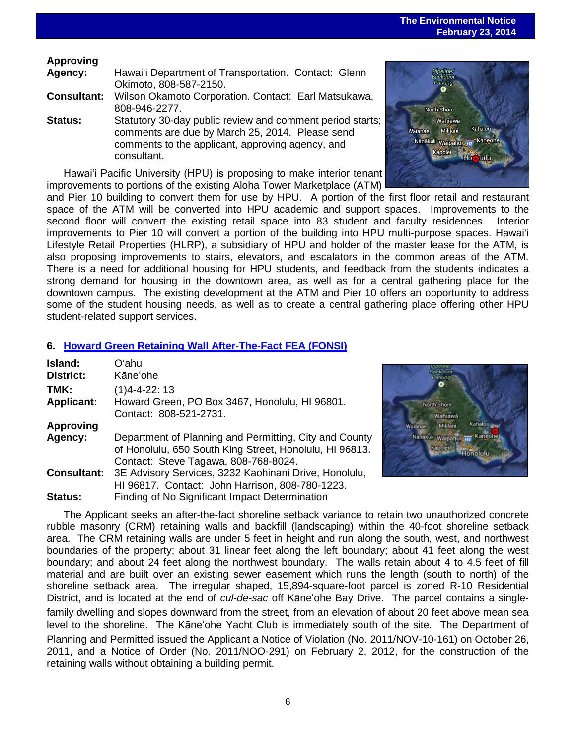**Approving Agency:** Hawaiʻi Department of Transportation. Contact: Glenn Okimoto, 808-587-2150.

**Consultant:** Wilson Okamoto Corporation. Contact: Earl Matsukawa, 808-946-2277.

**Status:** Statutory 30-day public review and comment period starts; comments are due by March 25, 2014. Please send comments to the applicant, approving agency, and consultant.

Hawaiʻi Pacific University (HPU) is proposing to make interior tenant improvements to portions of the existing Aloha Tower Marketplace (ATM) and Pier 10 building to convert them for use by HPU. A portion of the first floor retail and restaurant space of the ATM will be converted into HPU academic and support spaces. Improvements to the second floor will convert the existing retail space into 83 student and faculty residences. Interior improvements to Pier 10 will convert a portion of the building into HPU multi-purpose spaces. Hawaiʻi Lifestyle Retail Properties (HLRP), a subsidiary of HPU and holder of the master lease for the ATM, is also proposing improvements to stairs, elevators, and escalators in the common areas of the ATM. There is a need for additional housing for HPU students, and feedback from the students indicates a strong demand for housing in the downtown area, as well as for a central gathering place for the downtown campus. The existing development at the ATM and Pier 10 offers an opportunity to address some of the student housing needs, as well as to create a central gathering place offering other HPU student-related support services.

## 6. Howard Green Retaining Wall After-The-Fact FEA (FONSI)

**Island:** Oʻahu

**District:** Kāneʻohe

**TMK:** (1)4-4-22: 13

**Applicant:** Howard Green, PO Box 3467, Honolulu, HI 96801. Contact: 808-521-2731.

**Approving Agency:** Department of Planning and Permitting, City and County of Honolulu, 650 South King Street, Honolulu, HI 96813. Contact: Steve Tagawa, 808-768-8024.

**Consultant:** 3E Advisory Services, 3232 Kaohinani Drive, Honolulu, HI 96817. Contact: John Harrison, 808-780-1223.

**Status:** Finding of No Significant Impact Determination

The Applicant seeks an after-the-fact shoreline setback variance to retain two unauthorized concrete rubble masonry (CRM) retaining walls and backfill (landscaping) within the 40-foot shoreline setback area. The CRM retaining walls are under 5 feet in height and run along the south, west, and northwest boundaries of the property; about 31 linear feet along the left boundary; about 41 feet along the west boundary; and about 24 feet along the northwest boundary. The walls retain about 4 to 4.5 feet of fill material and are built over an existing sewer easement which runs the length (south to north) of the shoreline setback area. The irregular shaped, 15,894-square-foot parcel is zoned R-10 Residential District, and is located at the end of *cul-de-sac* off Kāneʻohe Bay Drive. The parcel contains a single-family dwelling and slopes downward from the street, from an elevation of about 20 feet above mean sea level to the shoreline. The Kāneʻohe Yacht Club is immediately south of the site. The Department of Planning and Permitted issued the Applicant a Notice of Violation (No. 2011/NOV-10-161) on October 26, 2011, and a Notice of Order (No. 2011/NOO-291) on February 2, 2012, for the construction of the retaining walls without obtaining a building permit.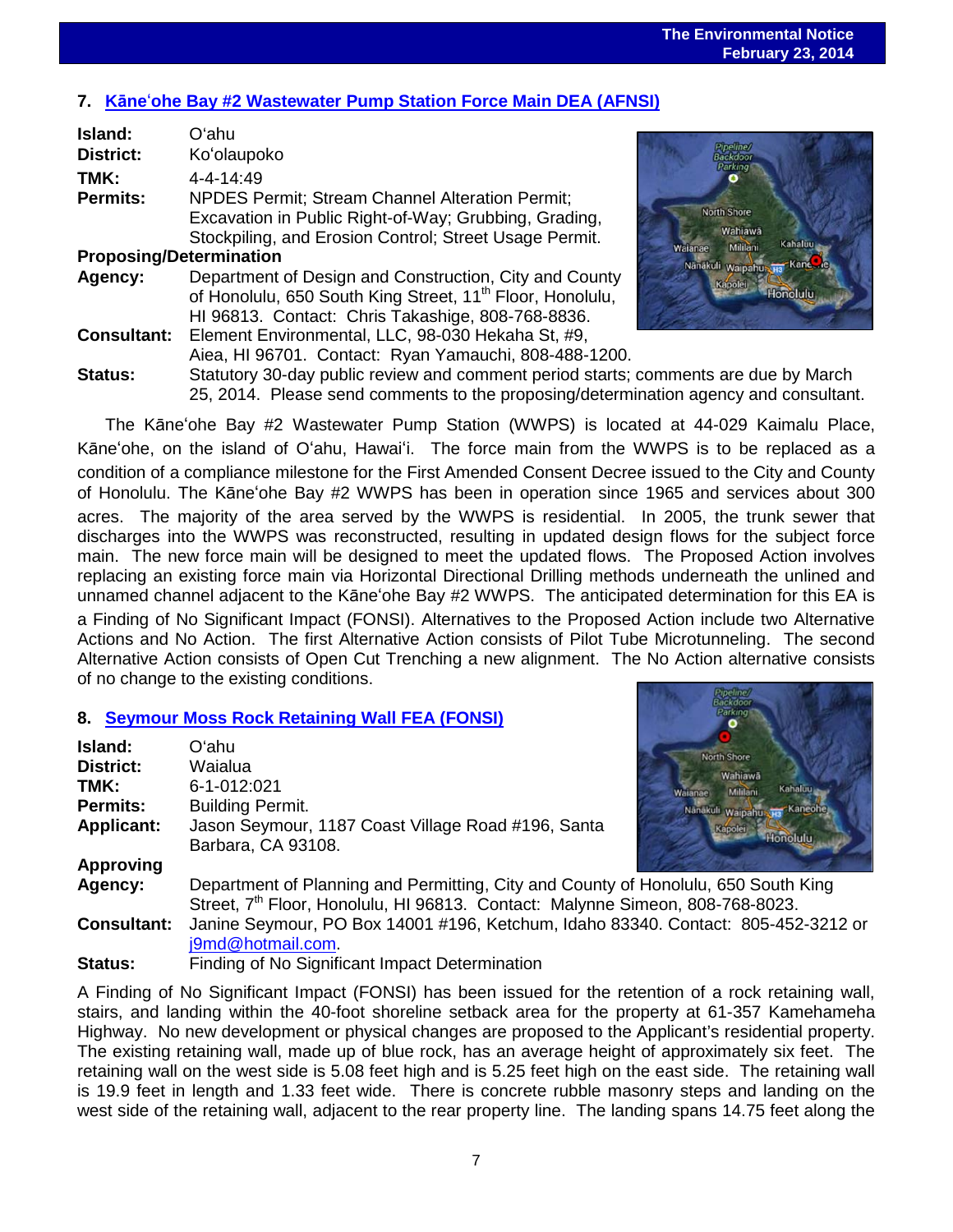## 7. Kāneʻohe Bay #2 Wastewater Pump Station Force Main DEA (AFNSI)

**Island:** Oʻahu
**District:** Koʻolaupoko
**TMK:** 4-4-14:49
**Permits:** NPDES Permit; Stream Channel Alteration Permit; Excavation in Public Right-of-Way; Grubbing, Grading, Stockpiling, and Erosion Control; Street Usage Permit.
**Proposing/Determination Agency:** Department of Design and Construction, City and County of Honolulu, 650 South King Street, 11th Floor, Honolulu, HI 96813. Contact: Chris Takashige, 808-768-8836.
**Consultant:** Element Environmental, LLC, 98-030 Hekaha St, #9, Aiea, HI 96701. Contact: Ryan Yamauchi, 808-488-1200.
**Status:** Statutory 30-day public review and comment period starts; comments are due by March 25, 2014. Please send comments to the proposing/determination agency and consultant.

The Kāneʻohe Bay #2 Wastewater Pump Station (WWPS) is located at 44-029 Kaimalu Place, Kāneʻohe, on the island of Oʻahu, Hawaiʻi. The force main from the WWPS is to be replaced as a condition of a compliance milestone for the First Amended Consent Decree issued to the City and County of Honolulu. The Kāneʻohe Bay #2 WWPS has been in operation since 1965 and services about 300 acres. The majority of the area served by the WWPS is residential. In 2005, the trunk sewer that discharges into the WWPS was reconstructed, resulting in updated design flows for the subject force main. The new force main will be designed to meet the updated flows. The Proposed Action involves replacing an existing force main via Horizontal Directional Drilling methods underneath the unlined and unnamed channel adjacent to the Kāneʻohe Bay #2 WWPS. The anticipated determination for this EA is a Finding of No Significant Impact (FONSI). Alternatives to the Proposed Action include two Alternative Actions and No Action. The first Alternative Action consists of Pilot Tube Microtunneling. The second Alternative Action consists of Open Cut Trenching a new alignment. The No Action alternative consists of no change to the existing conditions.

## 8. Seymour Moss Rock Retaining Wall FEA (FONSI)

**Island:** Oʻahu
**District:** Waialua
**TMK:** 6-1-012:021
**Permits:** Building Permit.
**Applicant:** Jason Seymour, 1187 Coast Village Road #196, Santa Barbara, CA 93108.
**Approving Agency:** Department of Planning and Permitting, City and County of Honolulu, 650 South King Street, 7th Floor, Honolulu, HI 96813. Contact: Malynne Simeon, 808-768-8023.
**Consultant:** Janine Seymour, PO Box 14001 #196, Ketchum, Idaho 83340. Contact: 805-452-3212 or j9md@hotmail.com.
**Status:** Finding of No Significant Impact Determination

A Finding of No Significant Impact (FONSI) has been issued for the retention of a rock retaining wall, stairs, and landing within the 40-foot shoreline setback area for the property at 61-357 Kamehameha Highway. No new development or physical changes are proposed to the Applicant's residential property. The existing retaining wall, made up of blue rock, has an average height of approximately six feet. The retaining wall on the west side is 5.08 feet high and is 5.25 feet high on the east side. The retaining wall is 19.9 feet in length and 1.33 feet wide. There is concrete rubble masonry steps and landing on the west side of the retaining wall, adjacent to the rear property line. The landing spans 14.75 feet along the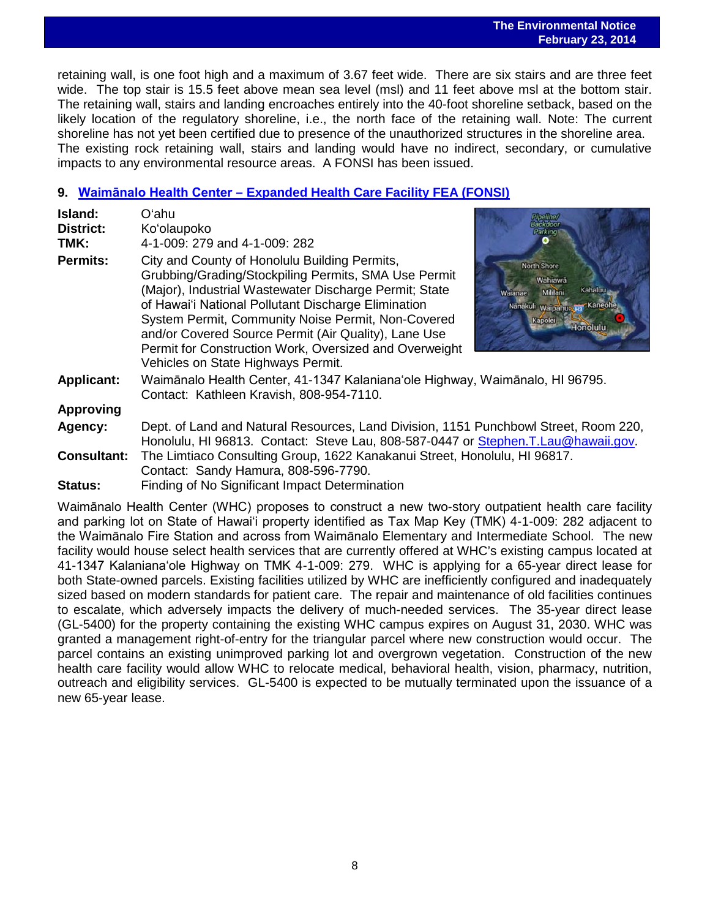retaining wall, is one foot high and a maximum of 3.67 feet wide. There are six stairs and are three feet wide. The top stair is 15.5 feet above mean sea level (msl) and 11 feet above msl at the bottom stair. The retaining wall, stairs and landing encroaches entirely into the 40-foot shoreline setback, based on the likely location of the regulatory shoreline, i.e., the north face of the retaining wall. Note: The current shoreline has not yet been certified due to presence of the unauthorized structures in the shoreline area. The existing rock retaining wall, stairs and landing would have no indirect, secondary, or cumulative impacts to any environmental resource areas. A FONSI has been issued.

### 9. Waimānalo Health Center – Expanded Health Care Facility FEA (FONSI)

**Island:** Oʻahu

**District:** Koʻolaupoko

**TMK:** 4-1-009: 279 and 4-1-009: 282

**Permits:** City and County of Honolulu Building Permits, Grubbing/Grading/Stockpiling Permits, SMA Use Permit (Major), Industrial Wastewater Discharge Permit; State of Hawaiʻi National Pollutant Discharge Elimination System Permit, Community Noise Permit, Non-Covered and/or Covered Source Permit (Air Quality), Lane Use Permit for Construction Work, Oversized and Overweight Vehicles on State Highways Permit.

**Applicant:** Waimānalo Health Center, 41-1347 Kalanianaʻole Highway, Waimānalo, HI 96795. Contact: Kathleen Kravish, 808-954-7110.

**Approving Agency:** Dept. of Land and Natural Resources, Land Division, 1151 Punchbowl Street, Room 220, Honolulu, HI 96813. Contact: Steve Lau, 808-587-0447 or Stephen.T.Lau@hawaii.gov.

**Consultant:** The Limtiaco Consulting Group, 1622 Kanakanui Street, Honolulu, HI 96817. Contact: Sandy Hamura, 808-596-7790.

**Status:** Finding of No Significant Impact Determination

Waimānalo Health Center (WHC) proposes to construct a new two-story outpatient health care facility and parking lot on State of Hawaiʻi property identified as Tax Map Key (TMK) 4-1-009: 282 adjacent to the Waimānalo Fire Station and across from Waimānalo Elementary and Intermediate School. The new facility would house select health services that are currently offered at WHC's existing campus located at 41-1347 Kalanianaʻole Highway on TMK 4-1-009: 279. WHC is applying for a 65-year direct lease for both State-owned parcels. Existing facilities utilized by WHC are inefficiently configured and inadequately sized based on modern standards for patient care. The repair and maintenance of old facilities continues to escalate, which adversely impacts the delivery of much-needed services. The 35-year direct lease (GL-5400) for the property containing the existing WHC campus expires on August 31, 2030. WHC was granted a management right-of-entry for the triangular parcel where new construction would occur. The parcel contains an existing unimproved parking lot and overgrown vegetation. Construction of the new health care facility would allow WHC to relocate medical, behavioral health, vision, pharmacy, nutrition, outreach and eligibility services. GL-5400 is expected to be mutually terminated upon the issuance of a new 65-year lease.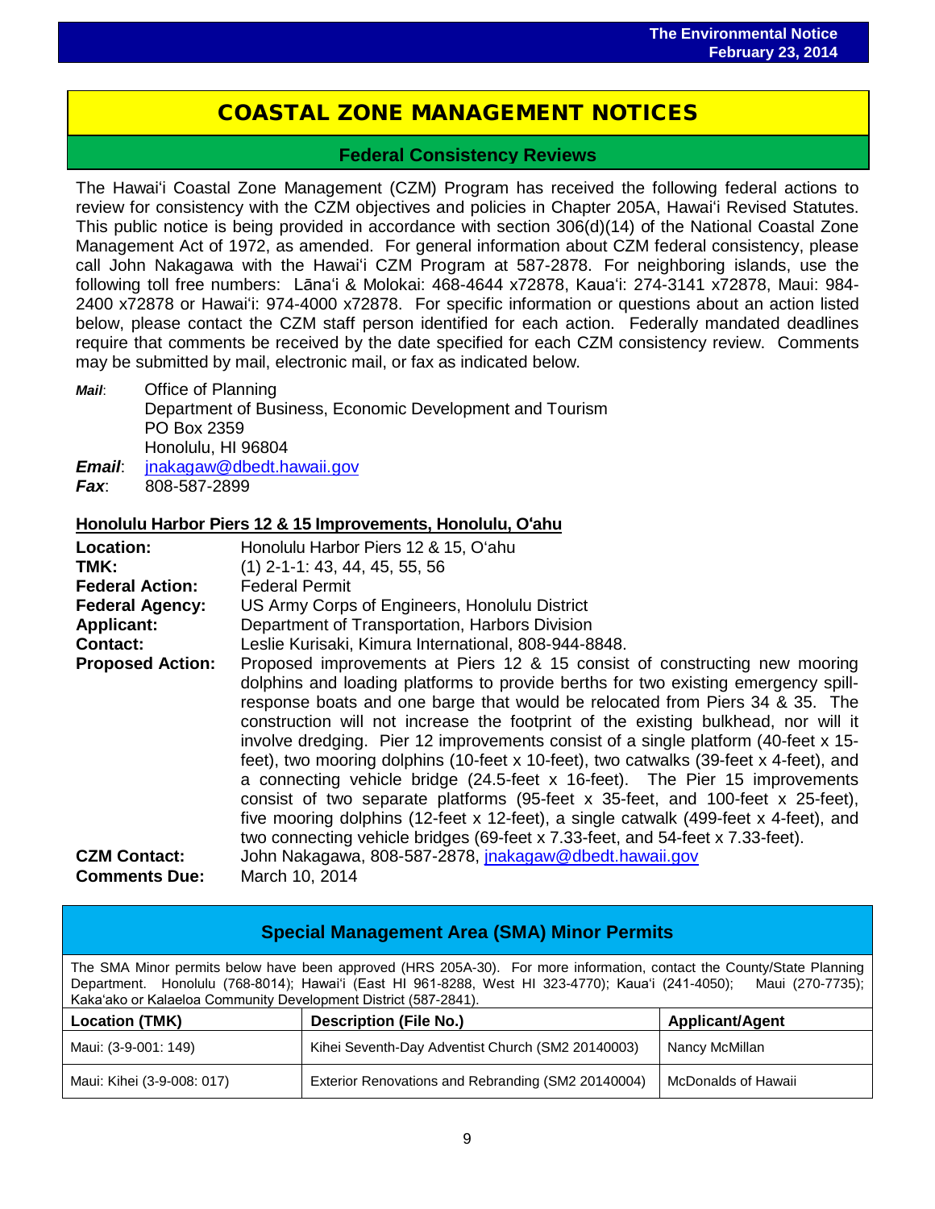# COASTAL ZONE MANAGEMENT NOTICES

## Federal Consistency Reviews

The Hawaiʻi Coastal Zone Management (CZM) Program has received the following federal actions to review for consistency with the CZM objectives and policies in Chapter 205A, Hawaiʻi Revised Statutes. This public notice is being provided in accordance with section 306(d)(14) of the National Coastal Zone Management Act of 1972, as amended. For general information about CZM federal consistency, please call John Nakagawa with the Hawaiʻi CZM Program at 587-2878. For neighboring islands, use the following toll free numbers: Lānaʻi & Molokai: 468-4644 x72878, Kauaʻi: 274-3141 x72878, Maui: 984-2400 x72878 or Hawaiʻi: 974-4000 x72878. For specific information or questions about an action listed below, please contact the CZM staff person identified for each action. Federally mandated deadlines require that comments be received by the date specified for each CZM consistency review. Comments may be submitted by mail, electronic mail, or fax as indicated below.

***Mail***: Office of Planning
Department of Business, Economic Development and Tourism
PO Box 2359
Honolulu, HI 96804

***Email***: jnakagaw@dbedt.hawaii.gov

***Fax***: 808-587-2899

### Honolulu Harbor Piers 12 & 15 Improvements, Honolulu, Oʻahu

**Location:** Honolulu Harbor Piers 12 & 15, Oʻahu

**TMK:** (1) 2-1-1: 43, 44, 45, 55, 56

**Federal Action:** Federal Permit

**Federal Agency:** US Army Corps of Engineers, Honolulu District

**Applicant:** Department of Transportation, Harbors Division

**Contact:** Leslie Kurisaki, Kimura International, 808-944-8848.

**Proposed Action:** Proposed improvements at Piers 12 & 15 consist of constructing new mooring dolphins and loading platforms to provide berths for two existing emergency spill-response boats and one barge that would be relocated from Piers 34 & 35. The construction will not increase the footprint of the existing bulkhead, nor will it involve dredging. Pier 12 improvements consist of a single platform (40-feet x 15-feet), two mooring dolphins (10-feet x 10-feet), two catwalks (39-feet x 4-feet), and a connecting vehicle bridge (24.5-feet x 16-feet). The Pier 15 improvements consist of two separate platforms (95-feet x 35-feet, and 100-feet x 25-feet), five mooring dolphins (12-feet x 12-feet), a single catwalk (499-feet x 4-feet), and two connecting vehicle bridges (69-feet x 7.33-feet, and 54-feet x 7.33-feet).

**CZM Contact:** John Nakagawa, 808-587-2878, jnakagaw@dbedt.hawaii.gov

**Comments Due:** March 10, 2014

## Special Management Area (SMA) Minor Permits

The SMA Minor permits below have been approved (HRS 205A-30). For more information, contact the County/State Planning Department. Honolulu (768-8014); Hawaiʻi (East HI 961-8288, West HI 323-4770); Kauaʻi (241-4050); Maui (270-7735); Kakaʻako or Kalaeloa Community Development District (587-2841).

| Location (TMK) | Description (File No.) | Applicant/Agent |
|---|---|---|
| Maui: (3-9-001: 149) | Kihei Seventh-Day Adventist Church (SM2 20140003) | Nancy McMillan |
| Maui: Kihei (3-9-008: 017) | Exterior Renovations and Rebranding (SM2 20140004) | McDonalds of Hawaii |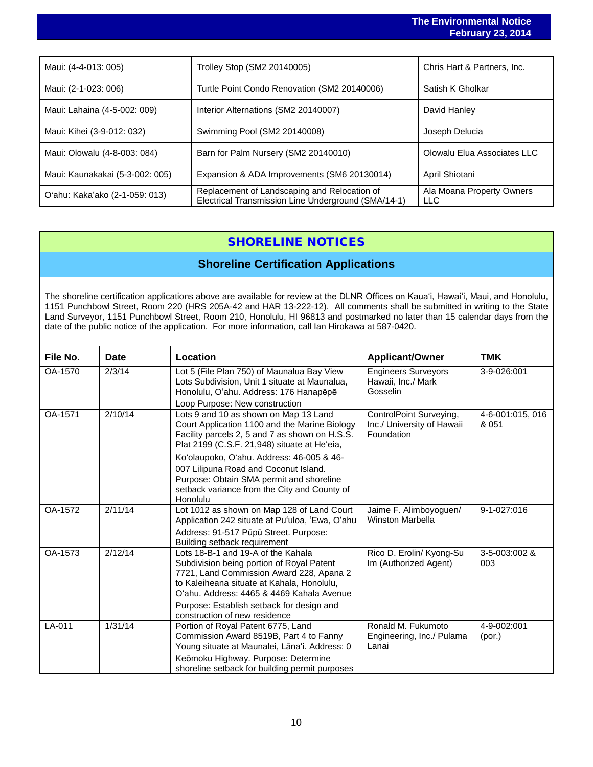| Maui: (4-4-013: 005) | Trolley Stop (SM2 20140005) | Chris Hart & Partners, Inc. |
|---|---|---|
| Maui: (2-1-023: 006) | Turtle Point Condo Renovation (SM2 20140006) | Satish K Gholkar |
| Maui: Lahaina (4-5-002: 009) | Interior Alternations (SM2 20140007) | David Hanley |
| Maui: Kihei (3-9-012: 032) | Swimming Pool (SM2 20140008) | Joseph Delucia |
| Maui: Olowalu (4-8-003: 084) | Barn for Palm Nursery (SM2 20140010) | Olowalu Elua Associates LLC |
| Maui: Kaunakakai (5-3-002: 005) | Expansion & ADA Improvements (SM6 20130014) | April Shiotani |
| Oʻahu: Kakaʻako (2-1-059: 013) | Replacement of Landscaping and Relocation of Electrical Transmission Line Underground (SMA/14-1) | Ala Moana Property Owners LLC |

# SHORELINE NOTICES

## Shoreline Certification Applications

The shoreline certification applications above are available for review at the DLNR Offices on Kauaʻi, Hawaiʻi, Maui, and Honolulu, 1151 Punchbowl Street, Room 220 (HRS 205A-42 and HAR 13-222-12). All comments shall be submitted in writing to the State Land Surveyor, 1151 Punchbowl Street, Room 210, Honolulu, HI 96813 and postmarked no later than 15 calendar days from the date of the public notice of the application. For more information, call Ian Hirokawa at 587-0420.

| File No. | Date | Location | Applicant/Owner | TMK |
|---|---|---|---|---|
| OA-1570 | 2/3/14 | Lot 5 (File Plan 750) of Maunalua Bay View Lots Subdivision, Unit 1 situate at Maunalua, Honolulu, Oʻahu. Address: 176 Hanapēpē Loop Purpose: New construction | Engineers Surveyors Hawaii, Inc./ Mark Gosselin | 3-9-026:001 |
| OA-1571 | 2/10/14 | Lots 9 and 10 as shown on Map 13 Land Court Application 1100 and the Marine Biology Facility parcels 2, 5 and 7 as shown on H.S.S. Plat 2199 (C.S.F. 21,948) situate at Heʻeia, Koʻolaupoko, Oʻahu. Address: 46-005 & 46-007 Lilipuna Road and Coconut Island. Purpose: Obtain SMA permit and shoreline setback variance from the City and County of Honolulu | ControlPoint Surveying, Inc./ University of Hawaii Foundation | 4-6-001:015, 016 & 051 |
| OA-1572 | 2/11/14 | Lot 1012 as shown on Map 128 of Land Court Application 242 situate at Puʻuloa, ʻEwa, Oʻahu Address: 91-517 Pūpū Street. Purpose: Building setback requirement | Jaime F. Alimboyoguen/ Winston Marbella | 9-1-027:016 |
| OA-1573 | 2/12/14 | Lots 18-B-1 and 19-A of the Kahala Subdivision being portion of Royal Patent 7721, Land Commission Award 228, Apana 2 to Kaleiheana situate at Kahala, Honolulu, Oʻahu. Address: 4465 & 4469 Kahala Avenue Purpose: Establish setback for design and construction of new residence | Rico D. Erolin/ Kyong-Su Im (Authorized Agent) | 3-5-003:002 & 003 |
| LA-011 | 1/31/14 | Portion of Royal Patent 6775, Land Commission Award 8519B, Part 4 to Fanny Young situate at Maunalei, Lānaʻi. Address: 0 Keōmoku Highway. Purpose: Determine shoreline setback for building permit purposes | Ronald M. Fukumoto Engineering, Inc./ Pulama Lanai | 4-9-002:001 (por.) |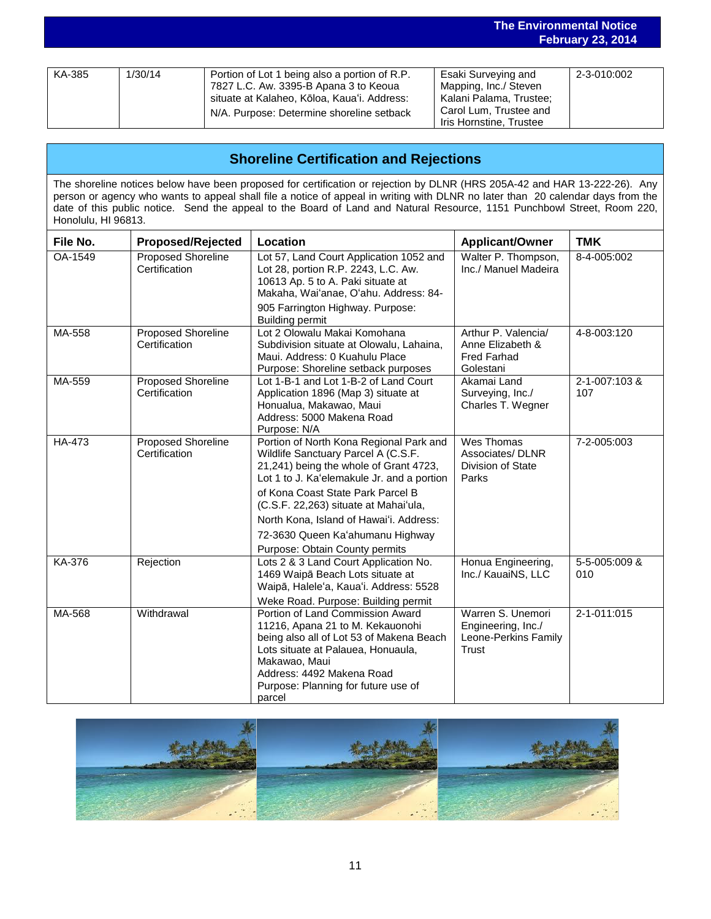| | | | | |
|---|---|---|---|---|
| KA-385 | 1/30/14 | Portion of Lot 1 being also a portion of R.P. 7827 L.C. Aw. 3395-B Apana 3 to Keoua situate at Kalaheo, Kōloa, Kaua'i. Address: N/A. Purpose: Determine shoreline setback | Esaki Surveying and Mapping, Inc./ Steven Kalani Palama, Trustee; Carol Lum, Trustee and Iris Hornstine, Trustee | 2-3-010:002 |

## Shoreline Certification and Rejections

The shoreline notices below have been proposed for certification or rejection by DLNR (HRS 205A-42 and HAR 13-222-26). Any person or agency who wants to appeal shall file a notice of appeal in writing with DLNR no later than 20 calendar days from the date of this public notice. Send the appeal to the Board of Land and Natural Resource, 1151 Punchbowl Street, Room 220, Honolulu, HI 96813.

| File No. | Proposed/Rejected | Location | Applicant/Owner | TMK |
|---|---|---|---|---|
| OA-1549 | Proposed Shoreline Certification | Lot 57, Land Court Application 1052 and Lot 28, portion R.P. 2243, L.C. Aw. 10613 Ap. 5 to A. Paki situate at Makaha, Wai'anae, O'ahu. Address: 84-905 Farrington Highway. Purpose: Building permit | Walter P. Thompson, Inc./ Manuel Madeira | 8-4-005:002 |
| MA-558 | Proposed Shoreline Certification | Lot 2 Olowalu Makai Komohana Subdivision situate at Olowalu, Lahaina, Maui. Address: 0 Kuahulu Place Purpose: Shoreline setback purposes | Arthur P. Valencia/ Anne Elizabeth & Fred Farhad Golestani | 4-8-003:120 |
| MA-559 | Proposed Shoreline Certification | Lot 1-B-1 and Lot 1-B-2 of Land Court Application 1896 (Map 3) situate at Honualua, Makawao, Maui Address: 5000 Makena Road Purpose: N/A | Akamai Land Surveying, Inc./ Charles T. Wegner | 2-1-007:103 & 107 |
| HA-473 | Proposed Shoreline Certification | Portion of North Kona Regional Park and Wildlife Sanctuary Parcel A (C.S.F. 21,241) being the whole of Grant 4723, Lot 1 to J. Ka'elemakule Jr. and a portion of Kona Coast State Park Parcel B (C.S.F. 22,263) situate at Mahai'ula, North Kona, Island of Hawai'i. Address: 72-3630 Queen Ka'ahumanu Highway Purpose: Obtain County permits | Wes Thomas Associates/ DLNR Division of State Parks | 7-2-005:003 |
| KA-376 | Rejection | Lots 2 & 3 Land Court Application No. 1469 Waipā Beach Lots situate at Waipā, Halele'a, Kaua'i. Address: 5528 Weke Road. Purpose: Building permit | Honua Engineering, Inc./ KauaiNS, LLC | 5-5-005:009 & 010 |
| MA-568 | Withdrawal | Portion of Land Commission Award 11216, Apana 21 to M. Kekauonohi being also all of Lot 53 of Makena Beach Lots situate at Palauea, Honuaula, Makawao, Maui Address: 4492 Makena Road Purpose: Planning for future use of parcel | Warren S. Unemori Engineering, Inc./ Leone-Perkins Family Trust | 2-1-011:015 |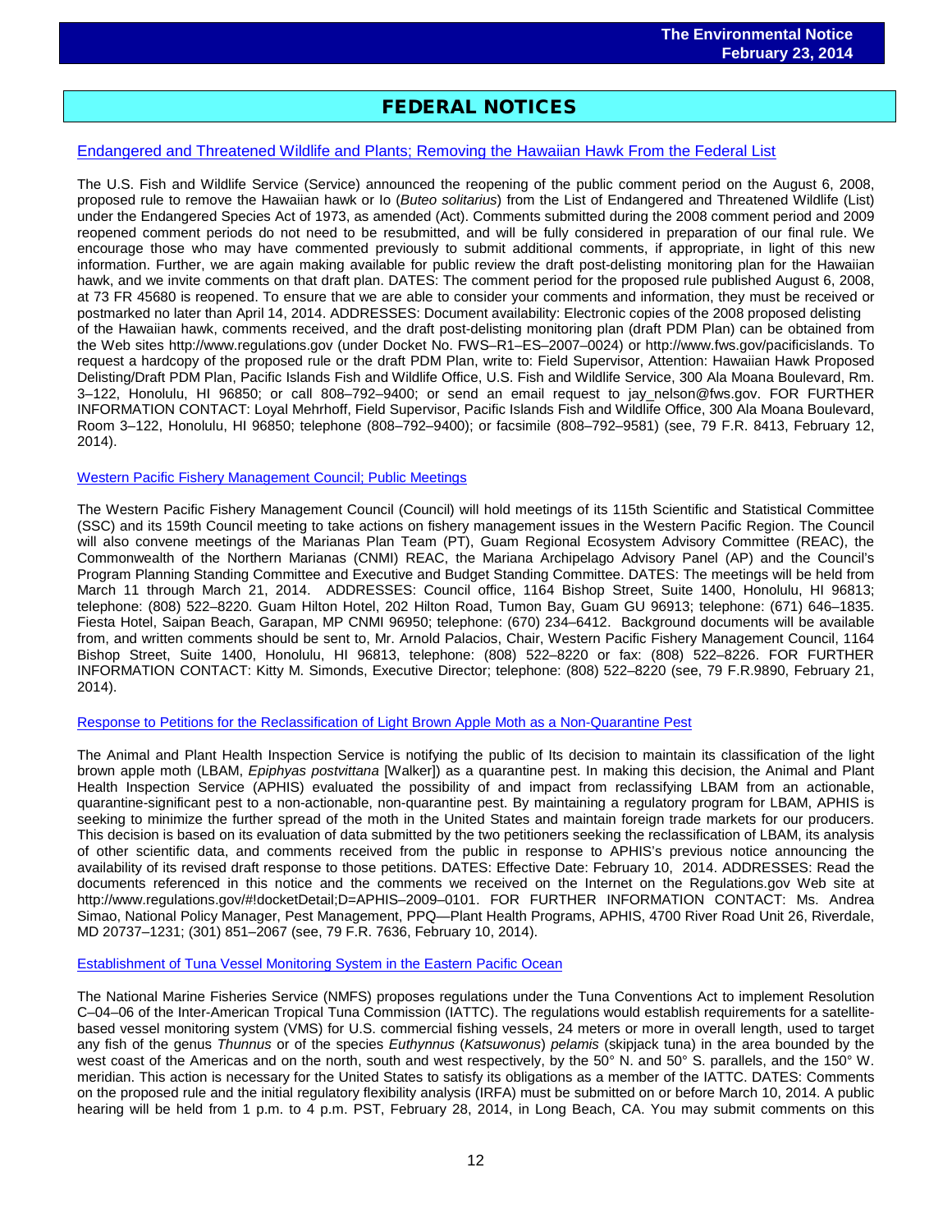# FEDERAL NOTICES

### Endangered and Threatened Wildlife and Plants; Removing the Hawaiian Hawk From the Federal List

The U.S. Fish and Wildlife Service (Service) announced the reopening of the public comment period on the August 6, 2008, proposed rule to remove the Hawaiian hawk or Io (*Buteo solitarius*) from the List of Endangered and Threatened Wildlife (List) under the Endangered Species Act of 1973, as amended (Act). Comments submitted during the 2008 comment period and 2009 reopened comment periods do not need to be resubmitted, and will be fully considered in preparation of our final rule. We encourage those who may have commented previously to submit additional comments, if appropriate, in light of this new information. Further, we are again making available for public review the draft post-delisting monitoring plan for the Hawaiian hawk, and we invite comments on that draft plan. DATES: The comment period for the proposed rule published August 6, 2008, at 73 FR 45680 is reopened. To ensure that we are able to consider your comments and information, they must be received or postmarked no later than April 14, 2014. ADDRESSES: Document availability: Electronic copies of the 2008 proposed delisting of the Hawaiian hawk, comments received, and the draft post-delisting monitoring plan (draft PDM Plan) can be obtained from the Web sites http://www.regulations.gov (under Docket No. FWS–R1–ES–2007–0024) or http://www.fws.gov/pacificislands. To request a hardcopy of the proposed rule or the draft PDM Plan, write to: Field Supervisor, Attention: Hawaiian Hawk Proposed Delisting/Draft PDM Plan, Pacific Islands Fish and Wildlife Office, U.S. Fish and Wildlife Service, 300 Ala Moana Boulevard, Rm. 3–122, Honolulu, HI 96850; or call 808–792–9400; or send an email request to jay_nelson@fws.gov. FOR FURTHER INFORMATION CONTACT: Loyal Mehrhoff, Field Supervisor, Pacific Islands Fish and Wildlife Office, 300 Ala Moana Boulevard, Room 3–122, Honolulu, HI 96850; telephone (808–792–9400); or facsimile (808–792–9581) (see, 79 F.R. 8413, February 12, 2014).

### Western Pacific Fishery Management Council; Public Meetings

The Western Pacific Fishery Management Council (Council) will hold meetings of its 115th Scientific and Statistical Committee (SSC) and its 159th Council meeting to take actions on fishery management issues in the Western Pacific Region. The Council will also convene meetings of the Marianas Plan Team (PT), Guam Regional Ecosystem Advisory Committee (REAC), the Commonwealth of the Northern Marianas (CNMI) REAC, the Mariana Archipelago Advisory Panel (AP) and the Council's Program Planning Standing Committee and Executive and Budget Standing Committee. DATES: The meetings will be held from March 11 through March 21, 2014. ADDRESSES: Council office, 1164 Bishop Street, Suite 1400, Honolulu, HI 96813; telephone: (808) 522–8220. Guam Hilton Hotel, 202 Hilton Road, Tumon Bay, Guam GU 96913; telephone: (671) 646–1835. Fiesta Hotel, Saipan Beach, Garapan, MP CNMI 96950; telephone: (670) 234–6412. Background documents will be available from, and written comments should be sent to, Mr. Arnold Palacios, Chair, Western Pacific Fishery Management Council, 1164 Bishop Street, Suite 1400, Honolulu, HI 96813, telephone: (808) 522–8220 or fax: (808) 522–8226. FOR FURTHER INFORMATION CONTACT: Kitty M. Simonds, Executive Director; telephone: (808) 522–8220 (see, 79 F.R.9890, February 21, 2014).

### Response to Petitions for the Reclassification of Light Brown Apple Moth as a Non-Quarantine Pest

The Animal and Plant Health Inspection Service is notifying the public of Its decision to maintain its classification of the light brown apple moth (LBAM, *Epiphyas postvittana* [Walker]) as a quarantine pest. In making this decision, the Animal and Plant Health Inspection Service (APHIS) evaluated the possibility of and impact from reclassifying LBAM from an actionable, quarantine-significant pest to a non-actionable, non-quarantine pest. By maintaining a regulatory program for LBAM, APHIS is seeking to minimize the further spread of the moth in the United States and maintain foreign trade markets for our producers. This decision is based on its evaluation of data submitted by the two petitioners seeking the reclassification of LBAM, its analysis of other scientific data, and comments received from the public in response to APHIS's previous notice announcing the availability of its revised draft response to those petitions. DATES: Effective Date: February 10, 2014. ADDRESSES: Read the documents referenced in this notice and the comments we received on the Internet on the Regulations.gov Web site at http://www.regulations.gov/#!docketDetail;D=APHIS–2009–0101. FOR FURTHER INFORMATION CONTACT: Ms. Andrea Simao, National Policy Manager, Pest Management, PPQ—Plant Health Programs, APHIS, 4700 River Road Unit 26, Riverdale, MD 20737–1231; (301) 851–2067 (see, 79 F.R. 7636, February 10, 2014).

### Establishment of Tuna Vessel Monitoring System in the Eastern Pacific Ocean

The National Marine Fisheries Service (NMFS) proposes regulations under the Tuna Conventions Act to implement Resolution C–04–06 of the Inter-American Tropical Tuna Commission (IATTC). The regulations would establish requirements for a satellite-based vessel monitoring system (VMS) for U.S. commercial fishing vessels, 24 meters or more in overall length, used to target any fish of the genus *Thunnus* or of the species *Euthynnus* (*Katsuwonus*) *pelamis* (skipjack tuna) in the area bounded by the west coast of the Americas and on the north, south and west respectively, by the 50° N. and 50° S. parallels, and the 150° W. meridian. This action is necessary for the United States to satisfy its obligations as a member of the IATTC. DATES: Comments on the proposed rule and the initial regulatory flexibility analysis (IRFA) must be submitted on or before March 10, 2014. A public hearing will be held from 1 p.m. to 4 p.m. PST, February 28, 2014, in Long Beach, CA. You may submit comments on this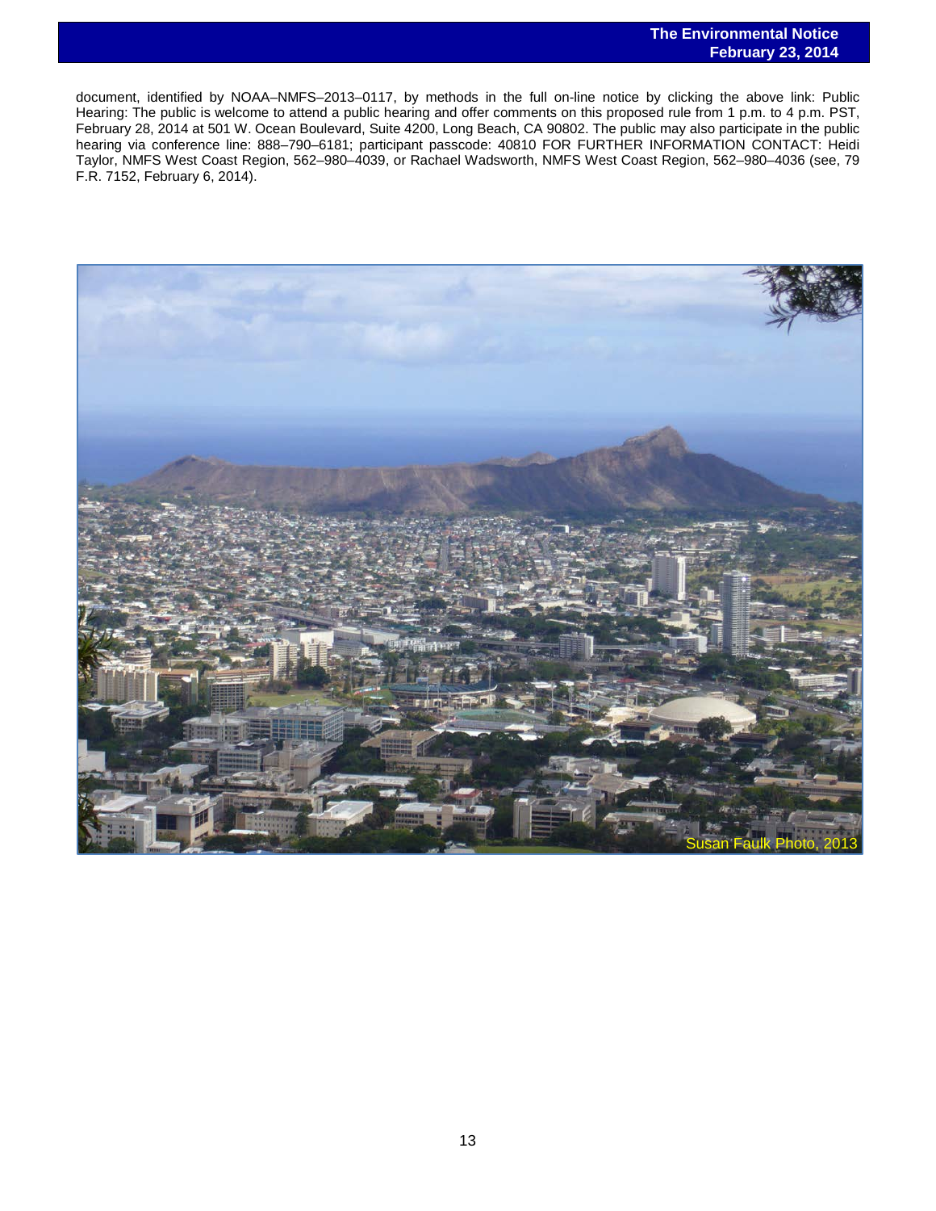document, identified by NOAA–NMFS–2013–0117, by methods in the full on-line notice by clicking the above link: Public Hearing: The public is welcome to attend a public hearing and offer comments on this proposed rule from 1 p.m. to 4 p.m. PST, February 28, 2014 at 501 W. Ocean Boulevard, Suite 4200, Long Beach, CA 90802. The public may also participate in the public hearing via conference line: 888–790–6181; participant passcode: 40810 FOR FURTHER INFORMATION CONTACT: Heidi Taylor, NMFS West Coast Region, 562–980–4039, or Rachael Wadsworth, NMFS West Coast Region, 562–980–4036 (see, 79 F.R. 7152, February 6, 2014).

Susan Faulk Photo, 2013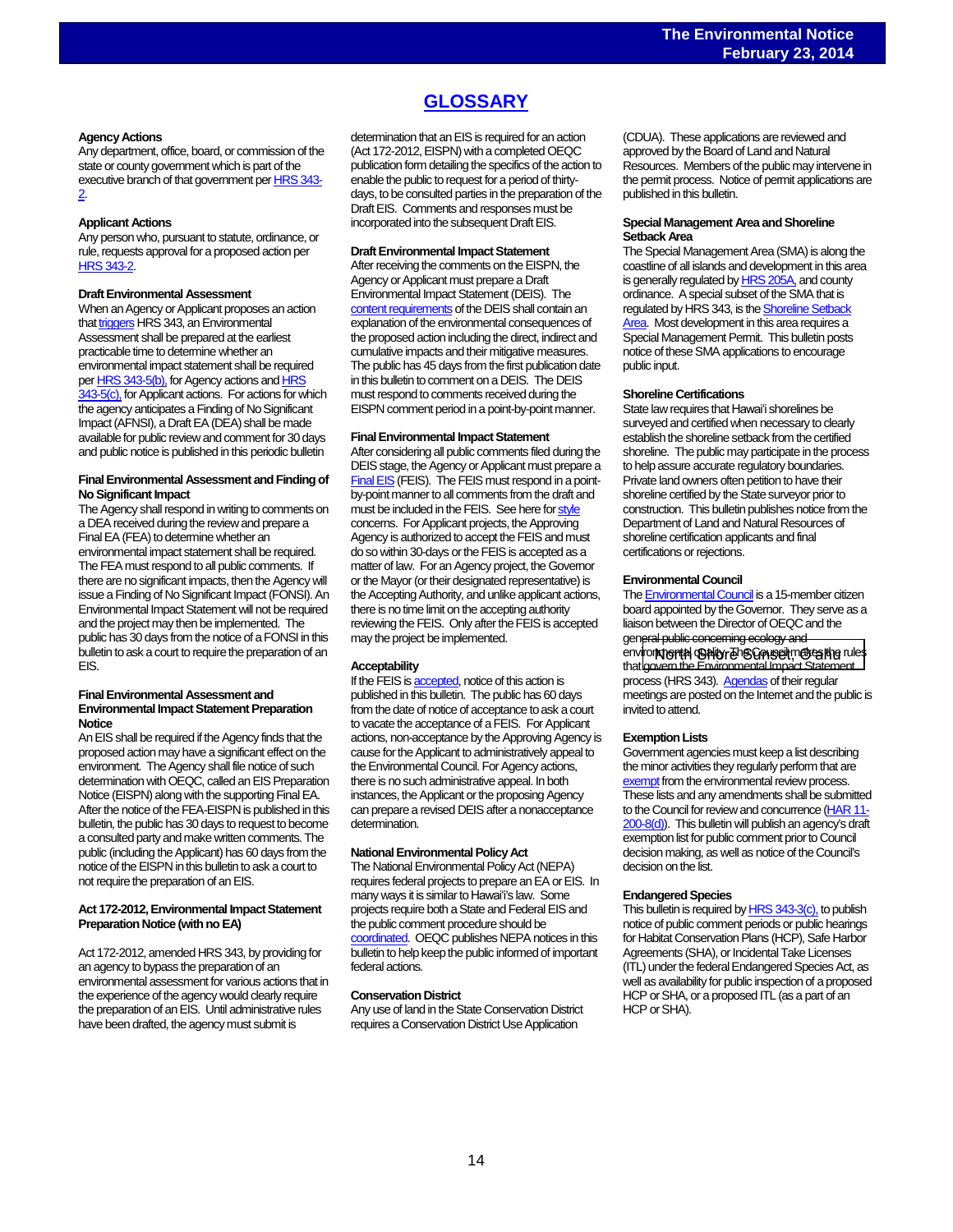# GLOSSARY

**Agency Actions**
Any department, office, board, or commission of the state or county government which is part of the executive branch of that government per HRS 343-2.

**Applicant Actions**
Any person who, pursuant to statute, ordinance, or rule, requests approval for a proposed action per HRS 343-2.

**Draft Environmental Assessment**
When an Agency or Applicant proposes an action that triggers HRS 343, an Environmental Assessment shall be prepared at the earliest practicable time to determine whether an environmental impact statement shall be required per HRS 343-5(b), for Agency actions and HRS 343-5(c), for Applicant actions. For actions for which the agency anticipates a Finding of No Significant Impact (AFNSI), a Draft EA (DEA) shall be made available for public review and comment for 30 days and public notice is published in this periodic bulletin

**Final Environmental Assessment and Finding of No Significant Impact**
The Agency shall respond in writing to comments on a DEA received during the review and prepare a Final EA (FEA) to determine whether an environmental impact statement shall be required. The FEA must respond to all public comments. If there are no significant impacts, then the Agency will issue a Finding of No Significant Impact (FONSI). An Environmental Impact Statement will not be required and the project may then be implemented. The public has 30 days from the notice of a FONSI in this bulletin to ask a court to require the preparation of an EIS.

**Final Environmental Assessment and Environmental Impact Statement Preparation Notice**
An EIS shall be required if the Agency finds that the proposed action may have a significant effect on the environment. The Agency shall file notice of such determination with OEQC, called an EIS Preparation Notice (EISPN) along with the supporting Final EA. After the notice of the FEA-EISPN is published in this bulletin, the public has 30 days to request to become a consulted party and make written comments. The public (including the Applicant) has 60 days from the notice of the EISPN in this bulletin to ask a court to not require the preparation of an EIS.

**Act 172-2012, Environmental Impact Statement Preparation Notice (with no EA)**

Act 172-2012, amended HRS 343, by providing for an agency to bypass the preparation of an environmental assessment for various actions that in the experience of the agency would clearly require the preparation of an EIS. Until administrative rules have been drafted, the agency must submit is determination that an EIS is required for an action (Act 172-2012, EISPN) with a completed OEQC publication form detailing the specifics of the action to enable the public to request for a period of thirty-days, to be consulted parties in the preparation of the Draft EIS. Comments and responses must be incorporated into the subsequent Draft EIS.

**Draft Environmental Impact Statement**
After receiving the comments on the EISPN, the Agency or Applicant must prepare a Draft Environmental Impact Statement (DEIS). The content requirements of the DEIS shall contain an explanation of the environmental consequences of the proposed action including the direct, indirect and cumulative impacts and their mitigative measures. The public has 45 days from the first publication date in this bulletin to comment on a DEIS. The DEIS must respond to comments received during the EISPN comment period in a point-by-point manner.

**Final Environmental Impact Statement**
After considering all public comments filed during the DEIS stage, the Agency or Applicant must prepare a Final EIS (FEIS). The FEIS must respond in a point-by-point manner to all comments from the draft and must be included in the FEIS. See here for style concerns. For Applicant projects, the Approving Agency is authorized to accept the FEIS and must do so within 30-days or the FEIS is accepted as a matter of law. For an Agency project, the Governor or the Mayor (or their designated representative) is the Accepting Authority, and unlike applicant actions, there is no time limit on the accepting authority reviewing the FEIS. Only after the FEIS is accepted may the project be implemented.

**Acceptability**
If the FEIS is accepted, notice of this action is published in this bulletin. The public has 60 days from the date of notice of acceptance to ask a court to vacate the acceptance of a FEIS. For Applicant actions, non-acceptance by the Approving Agency is cause for the Applicant to administratively appeal to the Environmental Council. For Agency actions, there is no such administrative appeal. In both instances, the Applicant or the proposing Agency can prepare a revised DEIS after a nonacceptance determination.

**National Environmental Policy Act**
The National Environmental Policy Act (NEPA) requires federal projects to prepare an EA or EIS. In many ways it is similar to Hawai'i's law. Some projects require both a State and Federal EIS and the public comment procedure should be coordinated. OEQC publishes NEPA notices in this bulletin to help keep the public informed of important federal actions.

**Conservation District**
Any use of land in the State Conservation District requires a Conservation District Use Application (CDUA). These applications are reviewed and approved by the Board of Land and Natural Resources. Members of the public may intervene in the permit process. Notice of permit applications are published in this bulletin.

**Special Management Area and Shoreline Setback Area**
The Special Management Area (SMA) is along the coastline of all islands and development in this area is generally regulated by HRS 205A, and county ordinance. A special subset of the SMA that is regulated by HRS 343, is the Shoreline Setback Area. Most development in this area requires a Special Management Permit. This bulletin posts notice of these SMA applications to encourage public input.

**Shoreline Certifications**
State law requires that Hawai'i shorelines be surveyed and certified when necessary to clearly establish the shoreline setback from the certified shoreline. The public may participate in the process to help assure accurate regulatory boundaries. Private land owners often petition to have their shoreline certified by the State surveyor prior to construction. This bulletin publishes notice from the Department of Land and Natural Resources of shoreline certification applicants and final certifications or rejections.

**Environmental Council**
The Environmental Council is a 15-member citizen board appointed by the Governor. They serve as a liaison between the Director of OEQC and the general public concerning ecology and environmental quality. The Council makes the rules that govern the Environmental Impact Statement process (HRS 343). Agendas of their regular meetings are posted on the Internet and the public is invited to attend.

North Shore Sunset, Oahu

**Exemption Lists**
Government agencies must keep a list describing the minor activities they regularly perform that are exempt from the environmental review process. These lists and any amendments shall be submitted to the Council for review and concurrence (HAR 11-200-8(d)). This bulletin will publish an agency's draft exemption list for public comment prior to Council decision making, as well as notice of the Council's decision on the list.

**Endangered Species**
This bulletin is required by HRS 343-3(c), to publish notice of public comment periods or public hearings for Habitat Conservation Plans (HCP), Safe Harbor Agreements (SHA), or Incidental Take Licenses (ITL) under the federal Endangered Species Act, as well as availability for public inspection of a proposed HCP or SHA, or a proposed ITL (as a part of an HCP or SHA).